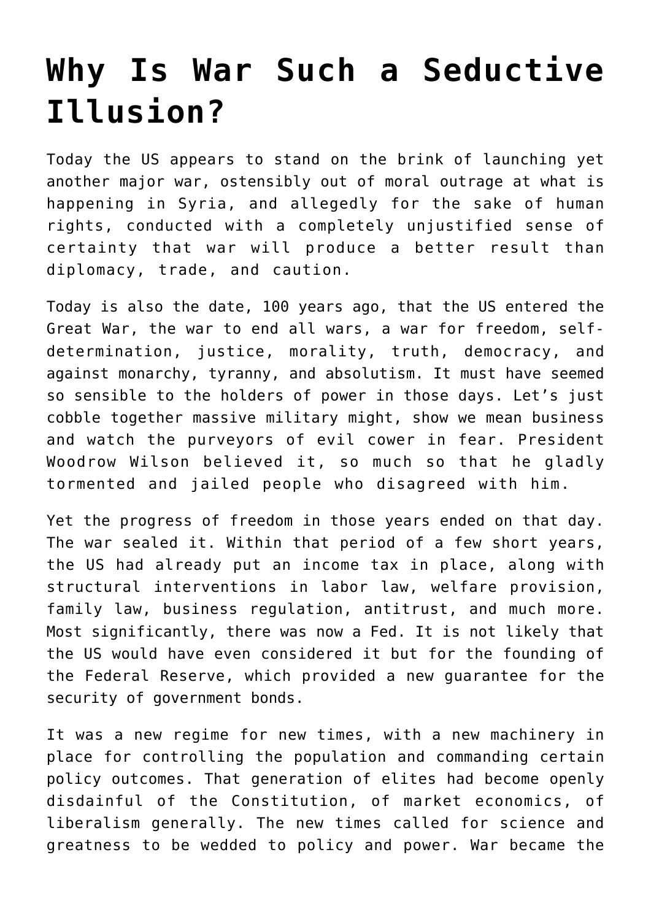# Why Is War Such a Seductive Illusion?

Today the US appears to stand on the brink of launching yet another major war, ostensibly out of moral outrage at what is happening in Syria, and allegedly for the sake of human rights, conducted with a completely unjustified sense of certainty that war will produce a better result than diplomacy, trade, and caution.

Today is also the date, 100 years ago, that the US entered the Great War, the war to end all wars, a war for freedom, self-determination, justice, morality, truth, democracy, and against monarchy, tyranny, and absolutism. It must have seemed so sensible to the holders of power in those days. Let's just cobble together massive military might, show we mean business and watch the purveyors of evil cower in fear. President Woodrow Wilson believed it, so much so that he gladly tormented and jailed people who disagreed with him.

Yet the progress of freedom in those years ended on that day. The war sealed it. Within that period of a few short years, the US had already put an income tax in place, along with structural interventions in labor law, welfare provision, family law, business regulation, antitrust, and much more. Most significantly, there was now a Fed. It is not likely that the US would have even considered it but for the founding of the Federal Reserve, which provided a new guarantee for the security of government bonds.

It was a new regime for new times, with a new machinery in place for controlling the population and commanding certain policy outcomes. That generation of elites had become openly disdainful of the Constitution, of market economics, of liberalism generally. The new times called for science and greatness to be wedded to policy and power. War became the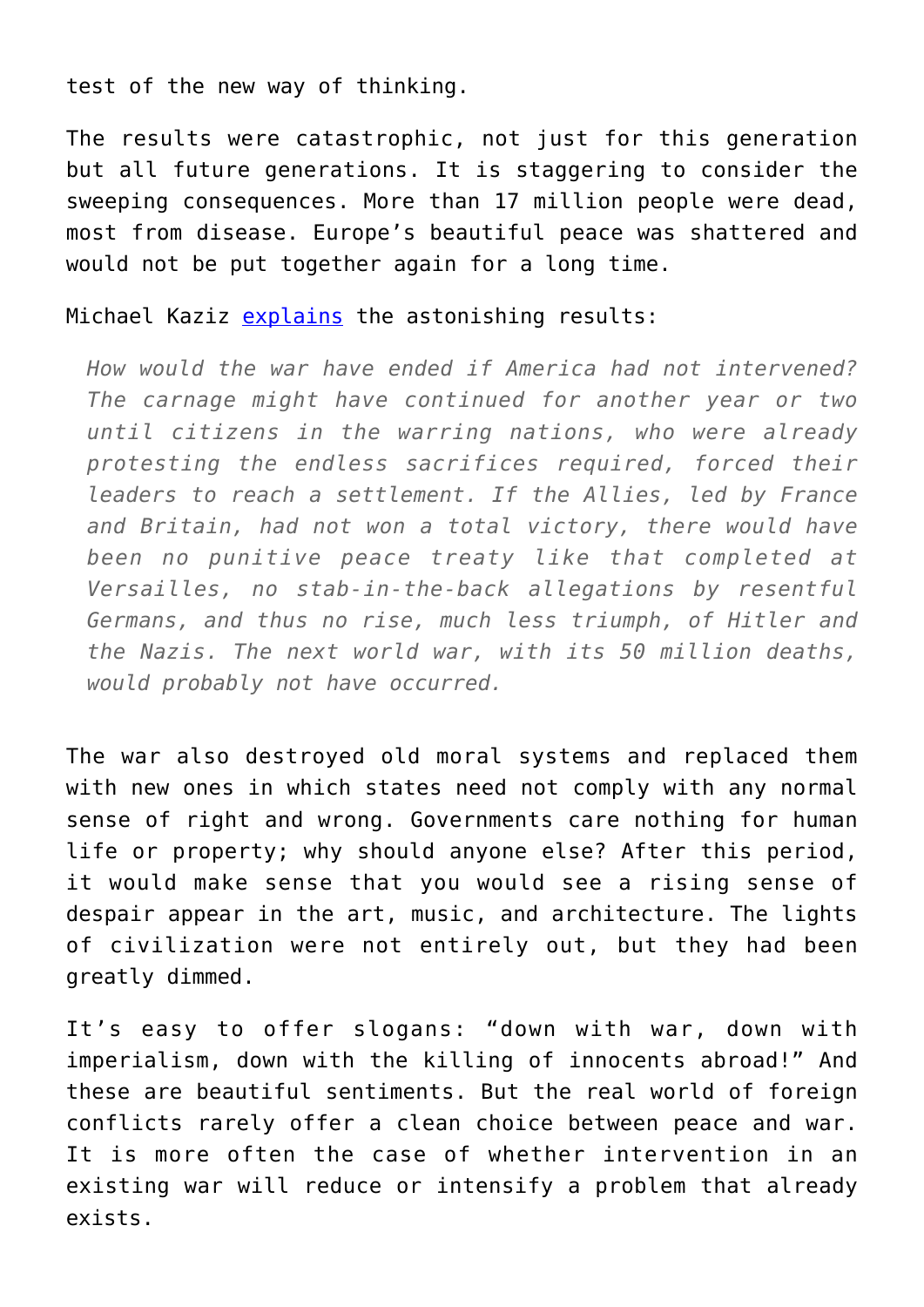test of the new way of thinking.

The results were catastrophic, not just for this generation but all future generations. It is staggering to consider the sweeping consequences. More than 17 million people were dead, most from disease. Europe's beautiful peace was shattered and would not be put together again for a long time.

Michael Kaziz [explains](explains) the astonishing results:

> *How would the war have ended if America had not intervened? The carnage might have continued for another year or two until citizens in the warring nations, who were already protesting the endless sacrifices required, forced their leaders to reach a settlement. If the Allies, led by France and Britain, had not won a total victory, there would have been no punitive peace treaty like that completed at Versailles, no stab-in-the-back allegations by resentful Germans, and thus no rise, much less triumph, of Hitler and the Nazis. The next world war, with its 50 million deaths, would probably not have occurred.*

The war also destroyed old moral systems and replaced them with new ones in which states need not comply with any normal sense of right and wrong. Governments care nothing for human life or property; why should anyone else? After this period, it would make sense that you would see a rising sense of despair appear in the art, music, and architecture. The lights of civilization were not entirely out, but they had been greatly dimmed.

It's easy to offer slogans: "down with war, down with imperialism, down with the killing of innocents abroad!" And these are beautiful sentiments. But the real world of foreign conflicts rarely offer a clean choice between peace and war. It is more often the case of whether intervention in an existing war will reduce or intensify a problem that already exists.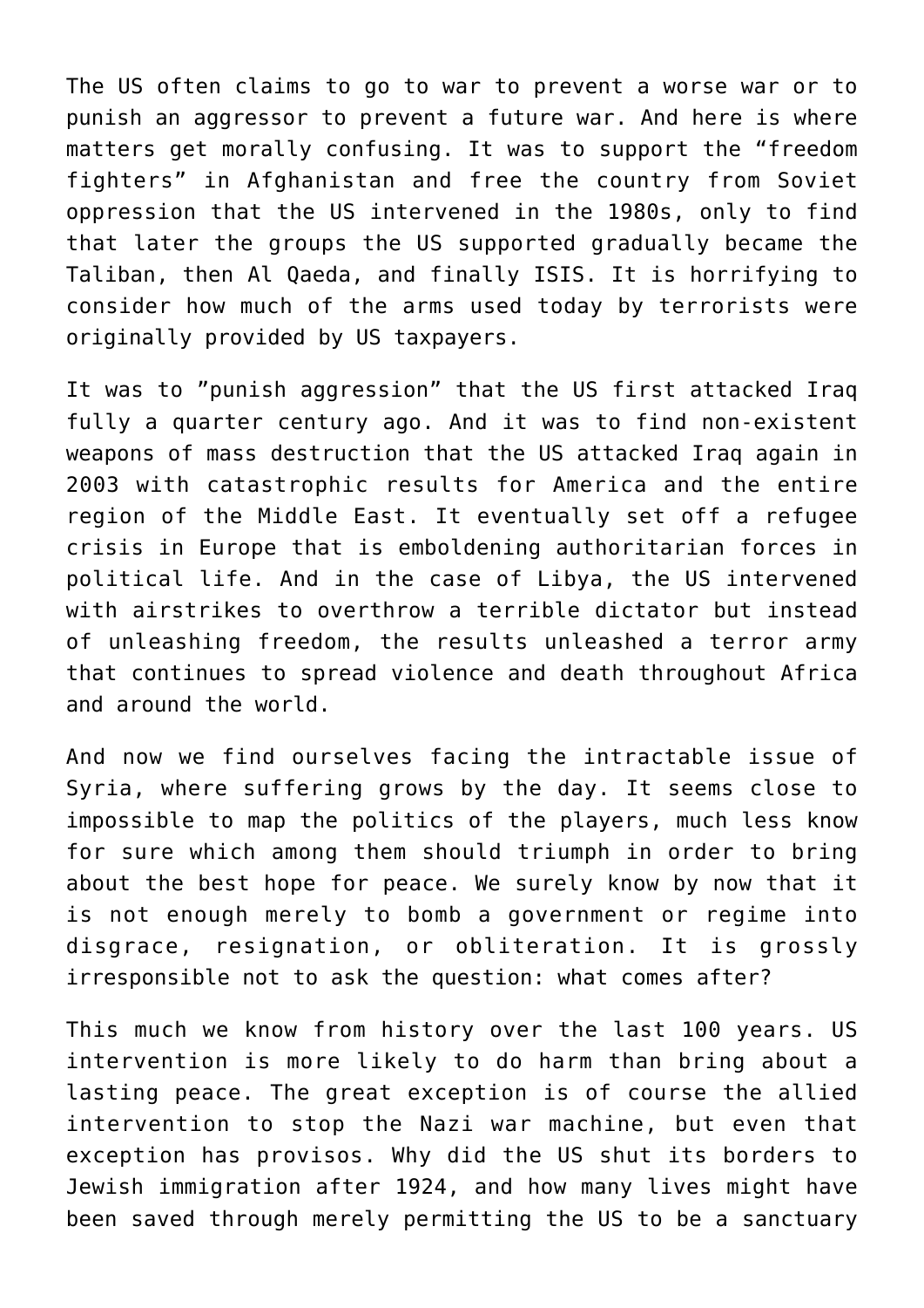The US often claims to go to war to prevent a worse war or to punish an aggressor to prevent a future war. And here is where matters get morally confusing. It was to support the "freedom fighters" in Afghanistan and free the country from Soviet oppression that the US intervened in the 1980s, only to find that later the groups the US supported gradually became the Taliban, then Al Qaeda, and finally ISIS. It is horrifying to consider how much of the arms used today by terrorists were originally provided by US taxpayers.

It was to "punish aggression" that the US first attacked Iraq fully a quarter century ago. And it was to find non-existent weapons of mass destruction that the US attacked Iraq again in 2003 with catastrophic results for America and the entire region of the Middle East. It eventually set off a refugee crisis in Europe that is emboldening authoritarian forces in political life. And in the case of Libya, the US intervened with airstrikes to overthrow a terrible dictator but instead of unleashing freedom, the results unleashed a terror army that continues to spread violence and death throughout Africa and around the world.

And now we find ourselves facing the intractable issue of Syria, where suffering grows by the day. It seems close to impossible to map the politics of the players, much less know for sure which among them should triumph in order to bring about the best hope for peace. We surely know by now that it is not enough merely to bomb a government or regime into disgrace, resignation, or obliteration. It is grossly irresponsible not to ask the question: what comes after?

This much we know from history over the last 100 years. US intervention is more likely to do harm than bring about a lasting peace. The great exception is of course the allied intervention to stop the Nazi war machine, but even that exception has provisos. Why did the US shut its borders to Jewish immigration after 1924, and how many lives might have been saved through merely permitting the US to be a sanctuary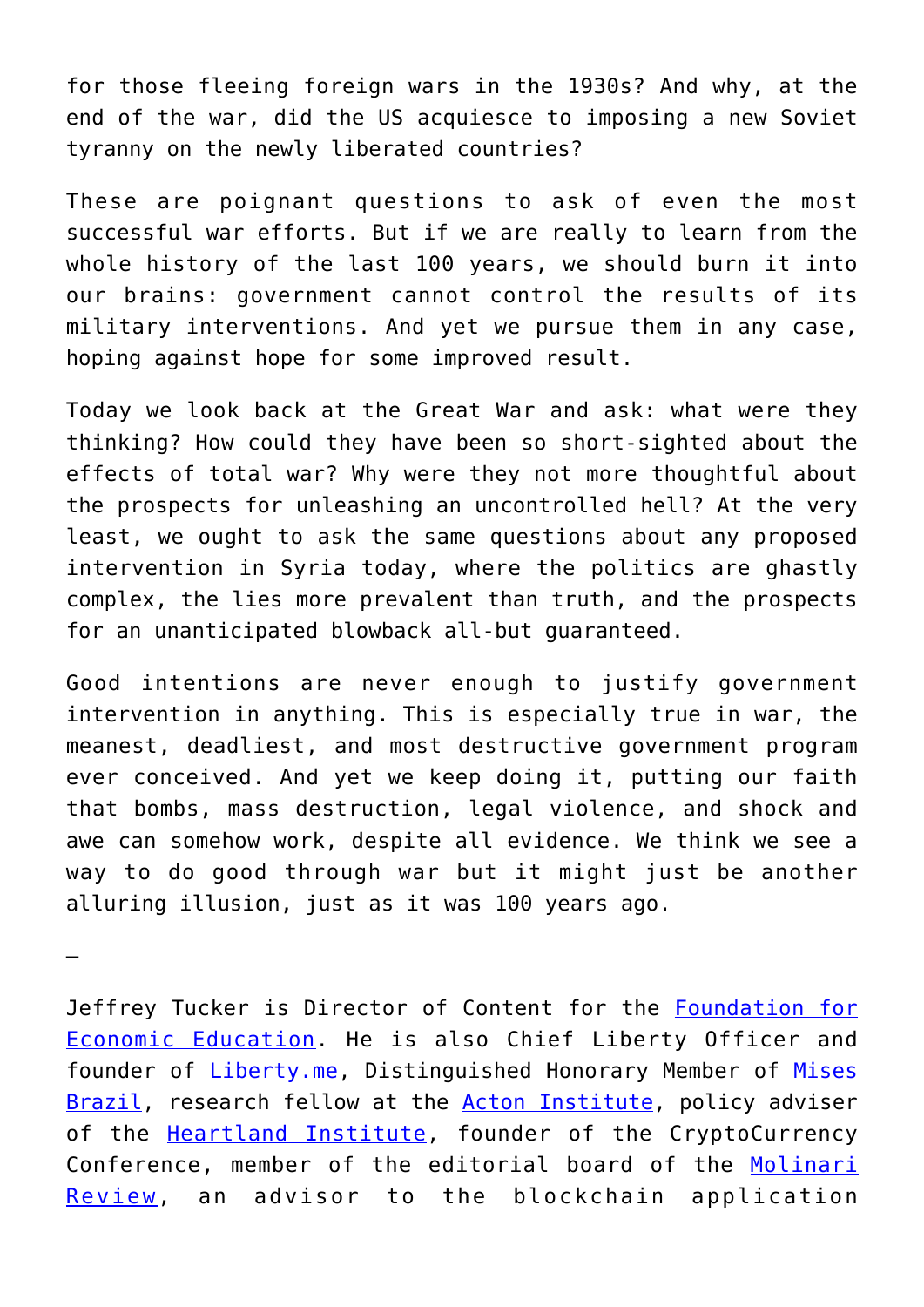for those fleeing foreign wars in the 1930s? And why, at the end of the war, did the US acquiesce to imposing a new Soviet tyranny on the newly liberated countries?

These are poignant questions to ask of even the most successful war efforts. But if we are really to learn from the whole history of the last 100 years, we should burn it into our brains: government cannot control the results of its military interventions. And yet we pursue them in any case, hoping against hope for some improved result.

Today we look back at the Great War and ask: what were they thinking? How could they have been so short-sighted about the effects of total war? Why were they not more thoughtful about the prospects for unleashing an uncontrolled hell? At the very least, we ought to ask the same questions about any proposed intervention in Syria today, where the politics are ghastly complex, the lies more prevalent than truth, and the prospects for an unanticipated blowback all-but guaranteed.

Good intentions are never enough to justify government intervention in anything. This is especially true in war, the meanest, deadliest, and most destructive government program ever conceived. And yet we keep doing it, putting our faith that bombs, mass destruction, legal violence, and shock and awe can somehow work, despite all evidence. We think we see a way to do good through war but it might just be another alluring illusion, just as it was 100 years ago.

—

Jeffrey Tucker is Director of Content for the Foundation for Economic Education. He is also Chief Liberty Officer and founder of Liberty.me, Distinguished Honorary Member of Mises Brazil, research fellow at the Acton Institute, policy adviser of the Heartland Institute, founder of the CryptoCurrency Conference, member of the editorial board of the Molinari Review, an advisor to the blockchain application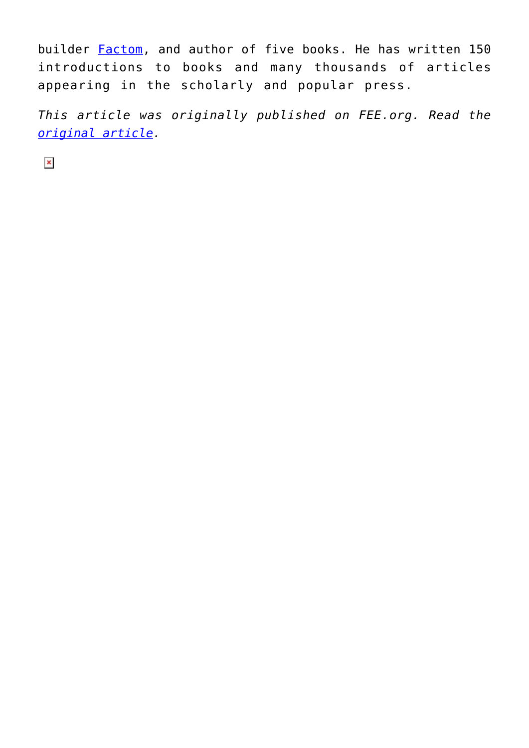builder Factom, and author of five books. He has written 150 introductions to books and many thousands of articles appearing in the scholarly and popular press.

*This article was originally published on FEE.org. Read the original article.*